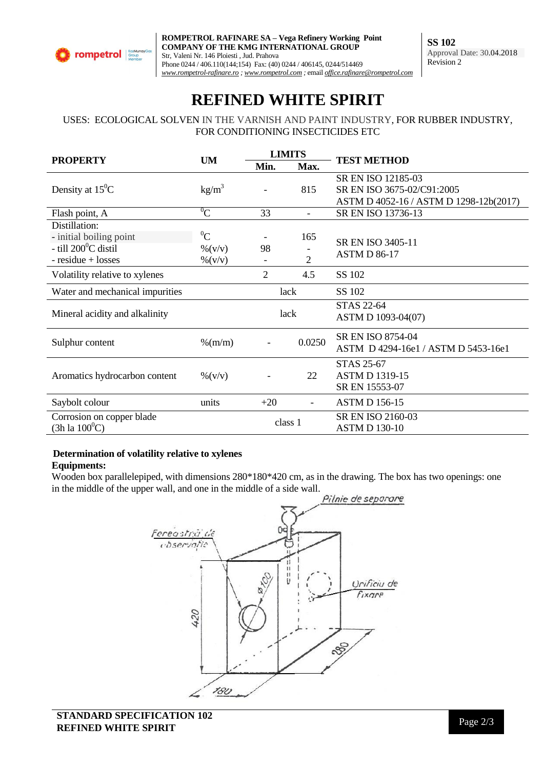# REFINED WHITE SPIRIT

USES: ECOLOGICAL SOLVEN IN THE VARNISH AND PAINT INDUSTRY, FOR RUBBER INDUSTRY, FOR CONDITIONING INSECTICIDES ETC

| PROPERTY | UM | LIMITS | | TEST METHOD |
|---|---|---|---|---|
| | | Min. | Max. | |
| Density at $15^0$C | $kg/m^3$ | - | 815 | SR EN ISO 12185-03<br>SR EN ISO 3675-02/C91:2005<br>ASTM D 4052-16 / ASTM D 1298-12b(2017) |
| Flash point, A | $^0$C | 33 | - | SR EN ISO 13736-13 |
| Distillation:<br>- initial boiling point<br>- till $200^0$C distil<br>- residue + losses | <br>$^0$C<br>%(v/v)<br>%(v/v) | <br>-<br>98<br>- | <br>165<br>-<br>2 | SR EN ISO 3405-11<br>ASTM D 86-17 |
| Volatility relative to xylenes | | 2 | 4.5 | SS 102 |
| Water and mechanical impurities | | lack | | SS 102 |
| Mineral acidity and alkalinity | | lack | | STAS 22-64<br>ASTM D 1093-04(07) |
| Sulphur content | %(m/m) | - | 0.0250 | SR EN ISO 8754-04<br>ASTM D 4294-16e1 / ASTM D 5453-16e1 |
| Aromatics hydrocarbon content | %(v/v) | - | 22 | STAS 25-67<br>ASTM D 1319-15<br>SR EN 15553-07 |
| Saybolt colour | units | +20 | - | ASTM D 156-15 |
| Corrosion on copper blade<br>(3h la $100^0$C) | | class 1 | | SR EN ISO 2160-03<br>ASTM D 130-10 |

**Determination of volatility relative to xylenes**

**Equipments:**

Wooden box parallelepiped, with dimensions 280*180*420 cm, as in the drawing. The box has two openings: one in the middle of the upper wall, and one in the middle of a side wall.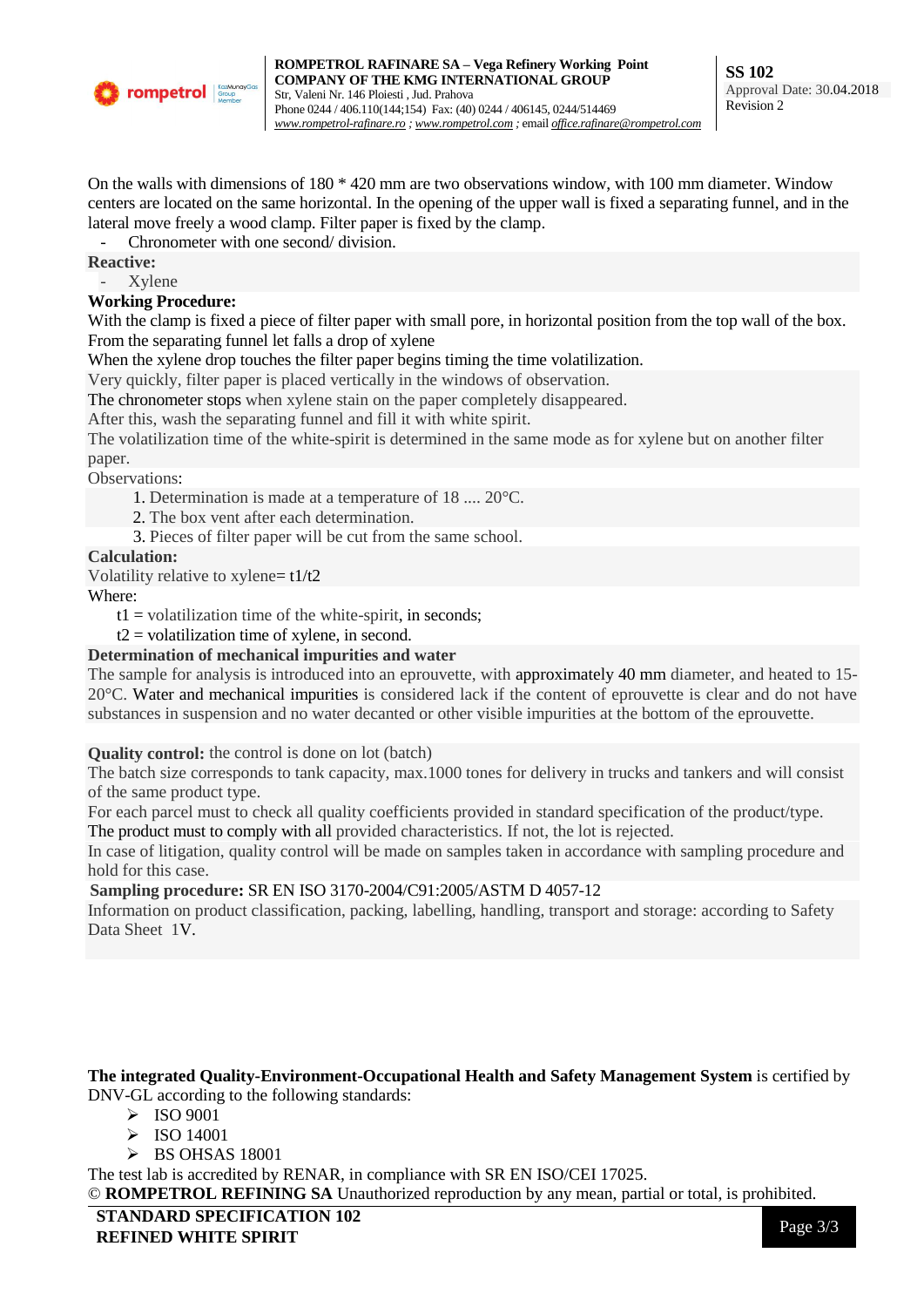On the walls with dimensions of 180 * 420 mm are two observations window, with 100 mm diameter. Window centers are located on the same horizontal. In the opening of the upper wall is fixed a separating funnel, and in the lateral move freely a wood clamp. Filter paper is fixed by the clamp.

- Chronometer with one second/ division.

**Reactive:**

- Xylene

**Working Procedure:**

With the clamp is fixed a piece of filter paper with small pore, in horizontal position from the top wall of the box.
From the separating funnel let falls a drop of xylene
When the xylene drop touches the filter paper begins timing the time volatilization.
Very quickly, filter paper is placed vertically in the windows of observation.
The chronometer stops when xylene stain on the paper completely disappeared.
After this, wash the separating funnel and fill it with white spirit.
The volatilization time of the white-spirit is determined in the same mode as for xylene but on another filter paper.

Observations:

1. Determination is made at a temperature of 18 .... 20°C.
2. The box vent after each determination.
3. Pieces of filter paper will be cut from the same school.

**Calculation:**

Volatility relative to xylene= $t1/t2$

Where:

$t1$ = volatilization time of the white-spirit, in seconds;

$t2$ = volatilization time of xylene, in second.

**Determination of mechanical impurities and water**

The sample for analysis is introduced into an eprouvette, with approximately 40 mm diameter, and heated to 15-20°C. Water and mechanical impurities is considered lack if the content of eprouvette is clear and do not have substances in suspension and no water decanted or other visible impurities at the bottom of the eprouvette.

**Quality control:** the control is done on lot (batch)

The batch size corresponds to tank capacity, max.1000 tones for delivery in trucks and tankers and will consist of the same product type.
For each parcel must to check all quality coefficients provided in standard specification of the product/type.
The product must to comply with all provided characteristics. If not, the lot is rejected.
In case of litigation, quality control will be made on samples taken in accordance with sampling procedure and hold for this case.

**Sampling procedure:** SR EN ISO 3170-2004/C91:2005/ASTM D 4057-12

Information on product classification, packing, labelling, handling, transport and storage: according to Safety Data Sheet 1V.

**The integrated Quality-Environment-Occupational Health and Safety Management System** is certified by DNV-GL according to the following standards:

- ISO 9001
- ISO 14001
- BS OHSAS 18001

The test lab is accredited by RENAR, in compliance with SR EN ISO/CEI 17025.

© **ROMPETROL REFINING SA** Unauthorized reproduction by any mean, partial or total, is prohibited.